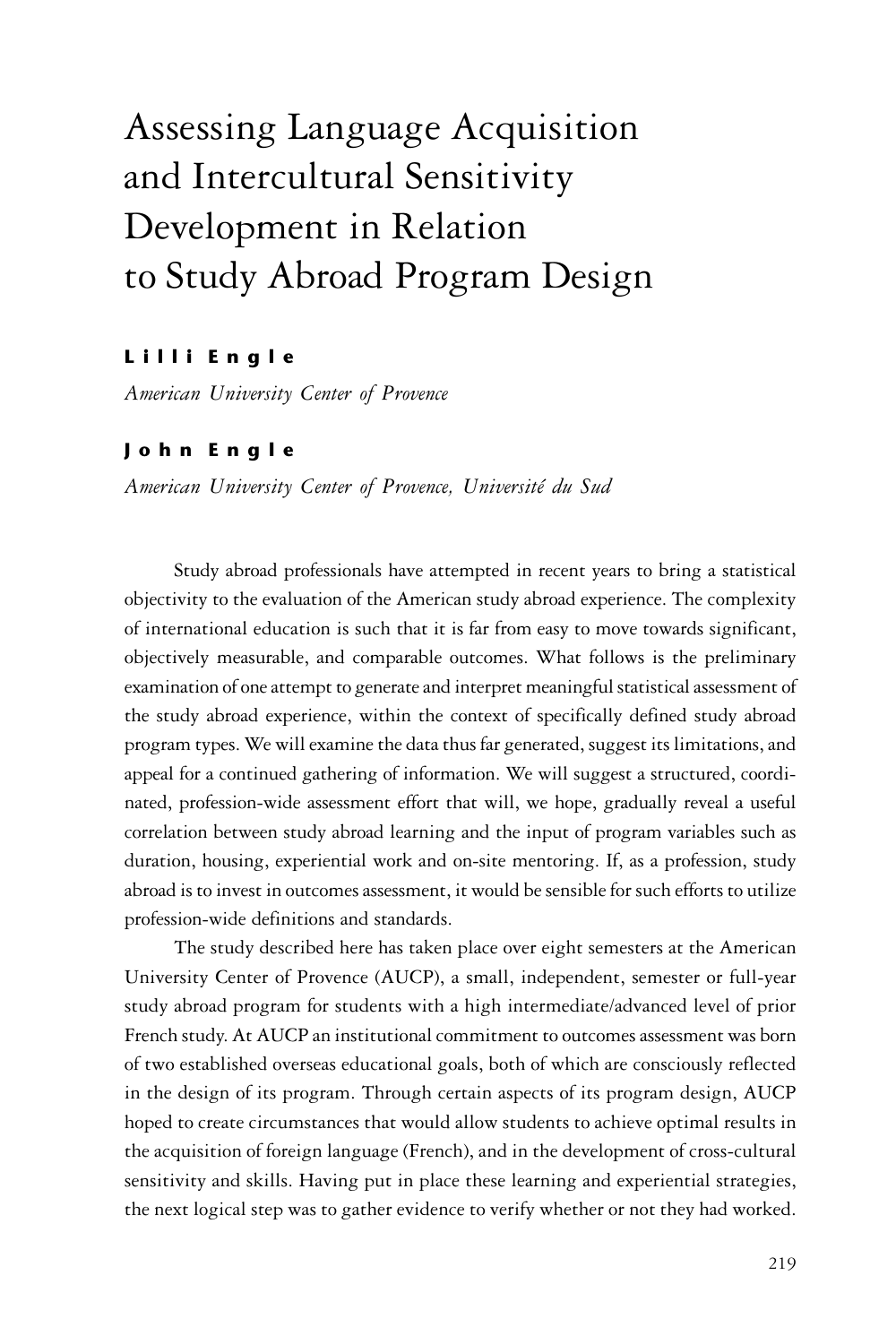# Assessing Language Acquisition and Intercultural Sensitivity Development in Relation to Study Abroad Program Design

**Lilli Engle**

*American University Center of Provence*

**John Engle**

*American University Center of Provence, Université du Sud*

Study abroad professionals have attempted in recent years to bring a statistical objectivity to the evaluation of the American study abroad experience. The complexity of international education is such that it is far from easy to move towards significant, objectively measurable, and comparable outcomes. What follows is the preliminary examination of one attempt to generate and interpret meaningful statistical assessment of the study abroad experience, within the context of specifically defined study abroad program types. We will examine the data thus far generated, suggest its limitations, and appeal for a continued gathering of information. We will suggest a structured, coordinated, profession-wide assessment effort that will, we hope, gradually reveal a useful correlation between study abroad learning and the input of program variables such as duration, housing, experiential work and on-site mentoring. If, as a profession, study abroad is to invest in outcomes assessment, it would be sensible for such efforts to utilize profession-wide definitions and standards.

The study described here has taken place over eight semesters at the American University Center of Provence (AUCP), a small, independent, semester or full-year study abroad program for students with a high intermediate/advanced level of prior French study. At AUCP an institutional commitment to outcomes assessment was born of two established overseas educational goals, both of which are consciously reflected in the design of its program. Through certain aspects of its program design, AUCP hoped to create circumstances that would allow students to achieve optimal results in the acquisition of foreign language (French), and in the development of cross-cultural sensitivity and skills. Having put in place these learning and experiential strategies, the next logical step was to gather evidence to verify whether or not they had worked.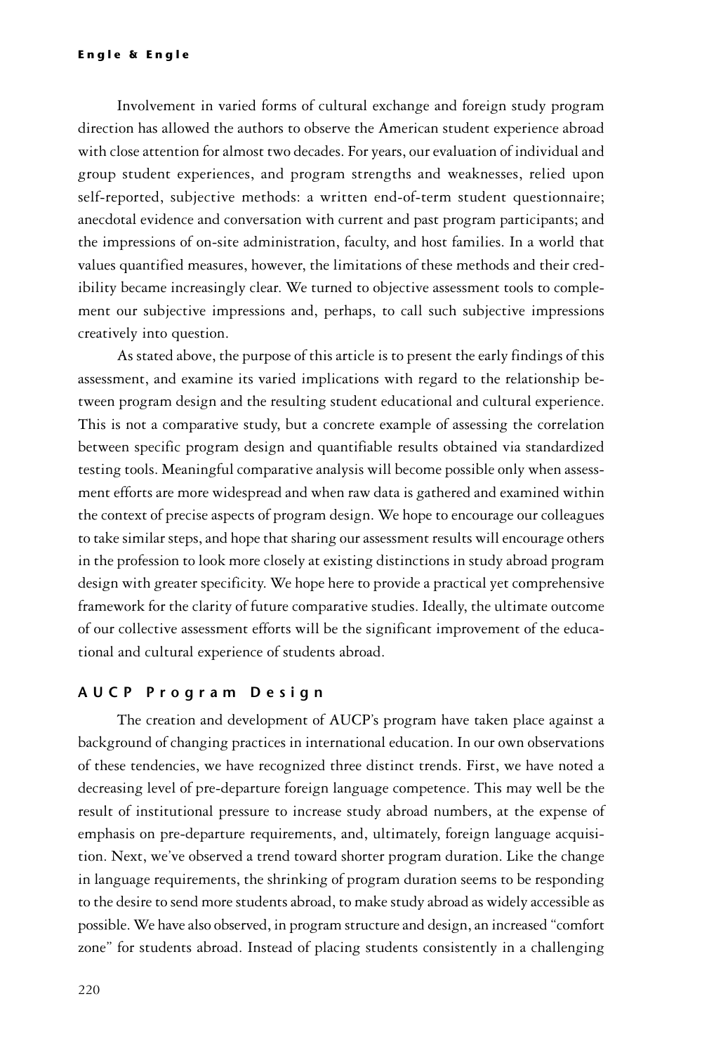Involvement in varied forms of cultural exchange and foreign study program direction has allowed the authors to observe the American student experience abroad with close attention for almost two decades. For years, our evaluation of individual and group student experiences, and program strengths and weaknesses, relied upon self-reported, subjective methods: a written end-of-term student questionnaire; anecdotal evidence and conversation with current and past program participants; and the impressions of on-site administration, faculty, and host families. In a world that values quantified measures, however, the limitations of these methods and their credibility became increasingly clear. We turned to objective assessment tools to complement our subjective impressions and, perhaps, to call such subjective impressions creatively into question.

As stated above, the purpose of this article is to present the early findings of this assessment, and examine its varied implications with regard to the relationship between program design and the resulting student educational and cultural experience. This is not a comparative study, but a concrete example of assessing the correlation between specific program design and quantifiable results obtained via standardized testing tools. Meaningful comparative analysis will become possible only when assessment efforts are more widespread and when raw data is gathered and examined within the context of precise aspects of program design. We hope to encourage our colleagues to take similar steps, and hope that sharing our assessment results will encourage others in the profession to look more closely at existing distinctions in study abroad program design with greater specificity. We hope here to provide a practical yet comprehensive framework for the clarity of future comparative studies. Ideally, the ultimate outcome of our collective assessment efforts will be the significant improvement of the educational and cultural experience of students abroad.

## AUCP Program Design

The creation and development of AUCP's program have taken place against a background of changing practices in international education. In our own observations of these tendencies, we have recognized three distinct trends. First, we have noted a decreasing level of pre-departure foreign language competence. This may well be the result of institutional pressure to increase study abroad numbers, at the expense of emphasis on pre-departure requirements, and, ultimately, foreign language acquisition. Next, we've observed a trend toward shorter program duration. Like the change in language requirements, the shrinking of program duration seems to be responding to the desire to send more students abroad, to make study abroad as widely accessible as possible. We have also observed, in program structure and design, an increased "comfort zone" for students abroad. Instead of placing students consistently in a challenging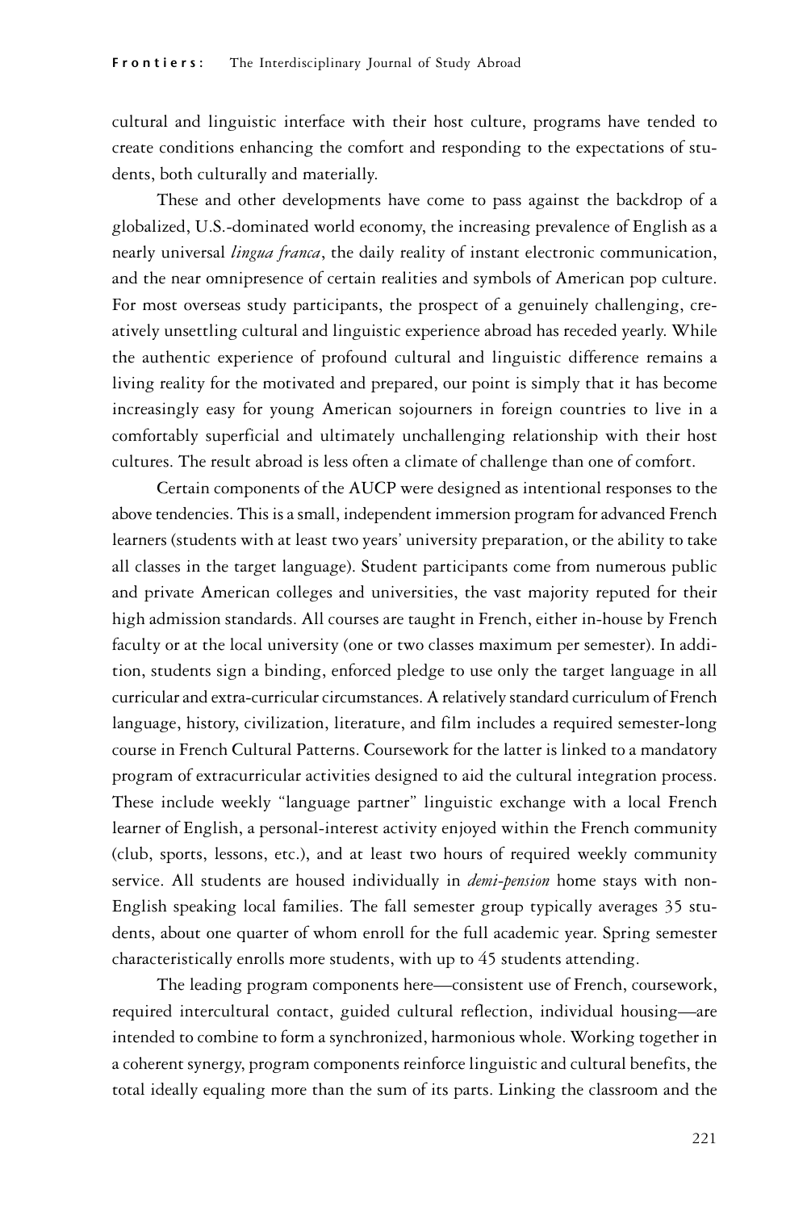cultural and linguistic interface with their host culture, programs have tended to create conditions enhancing the comfort and responding to the expectations of students, both culturally and materially.

These and other developments have come to pass against the backdrop of a globalized, U.S.-dominated world economy, the increasing prevalence of English as a nearly universal *lingua franca*, the daily reality of instant electronic communication, and the near omnipresence of certain realities and symbols of American pop culture. For most overseas study participants, the prospect of a genuinely challenging, creatively unsettling cultural and linguistic experience abroad has receded yearly. While the authentic experience of profound cultural and linguistic difference remains a living reality for the motivated and prepared, our point is simply that it has become increasingly easy for young American sojourners in foreign countries to live in a comfortably superficial and ultimately unchallenging relationship with their host cultures. The result abroad is less often a climate of challenge than one of comfort.

Certain components of the AUCP were designed as intentional responses to the above tendencies. This is a small, independent immersion program for advanced French learners (students with at least two years' university preparation, or the ability to take all classes in the target language). Student participants come from numerous public and private American colleges and universities, the vast majority reputed for their high admission standards. All courses are taught in French, either in-house by French faculty or at the local university (one or two classes maximum per semester). In addition, students sign a binding, enforced pledge to use only the target language in all curricular and extra-curricular circumstances. A relatively standard curriculum of French language, history, civilization, literature, and film includes a required semester-long course in French Cultural Patterns. Coursework for the latter is linked to a mandatory program of extracurricular activities designed to aid the cultural integration process. These include weekly "language partner" linguistic exchange with a local French learner of English, a personal-interest activity enjoyed within the French community (club, sports, lessons, etc.), and at least two hours of required weekly community service. All students are housed individually in *demi-pension* home stays with non-English speaking local families. The fall semester group typically averages 35 students, about one quarter of whom enroll for the full academic year. Spring semester characteristically enrolls more students, with up to 45 students attending.

The leading program components here—consistent use of French, coursework, required intercultural contact, guided cultural reflection, individual housing—are intended to combine to form a synchronized, harmonious whole. Working together in a coherent synergy, program components reinforce linguistic and cultural benefits, the total ideally equaling more than the sum of its parts. Linking the classroom and the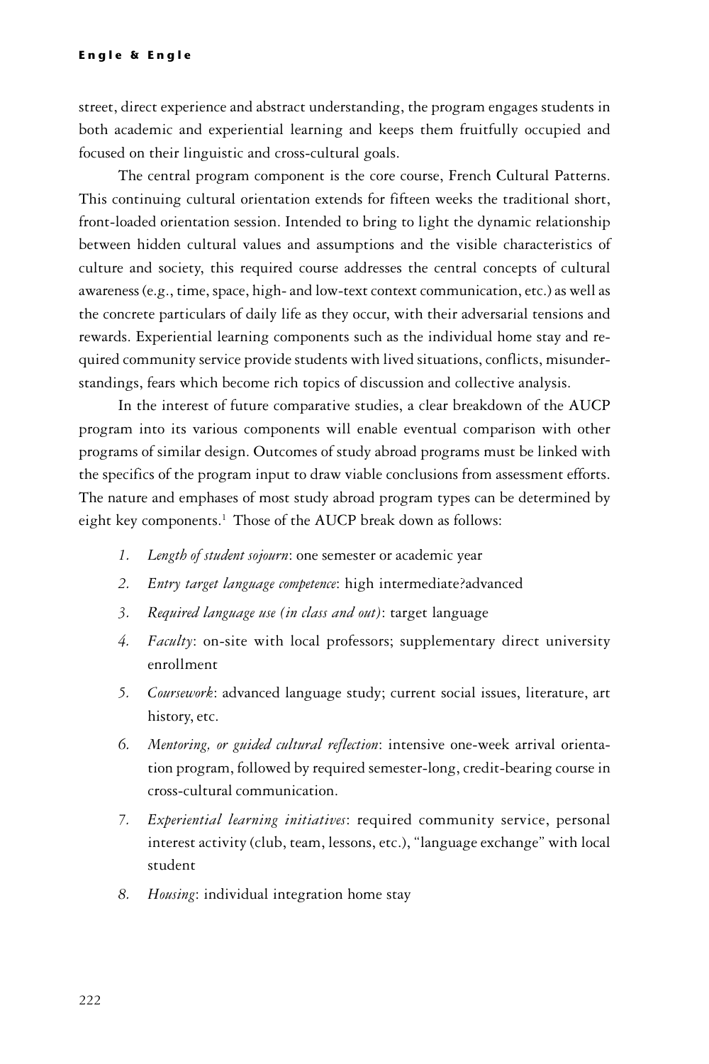street, direct experience and abstract understanding, the program engages students in both academic and experiential learning and keeps them fruitfully occupied and focused on their linguistic and cross-cultural goals.

The central program component is the core course, French Cultural Patterns. This continuing cultural orientation extends for fifteen weeks the traditional short, front-loaded orientation session. Intended to bring to light the dynamic relationship between hidden cultural values and assumptions and the visible characteristics of culture and society, this required course addresses the central concepts of cultural awareness (e.g., time, space, high- and low-text context communication, etc.) as well as the concrete particulars of daily life as they occur, with their adversarial tensions and rewards. Experiential learning components such as the individual home stay and required community service provide students with lived situations, conflicts, misunderstandings, fears which become rich topics of discussion and collective analysis.

In the interest of future comparative studies, a clear breakdown of the AUCP program into its various components will enable eventual comparison with other programs of similar design. Outcomes of study abroad programs must be linked with the specifics of the program input to draw viable conclusions from assessment efforts. The nature and emphases of most study abroad program types can be determined by eight key components.[1] Those of the AUCP break down as follows:

1. *Length of student sojourn*: one semester or academic year
2. *Entry target language competence*: high intermediate?advanced
3. *Required language use (in class and out)*: target language
4. *Faculty*: on-site with local professors; supplementary direct university enrollment
5. *Coursework*: advanced language study; current social issues, literature, art history, etc.
6. *Mentoring, or guided cultural reflection*: intensive one-week arrival orientation program, followed by required semester-long, credit-bearing course in cross-cultural communication.
7. *Experiential learning initiatives*: required community service, personal interest activity (club, team, lessons, etc.), "language exchange" with local student
8. *Housing*: individual integration home stay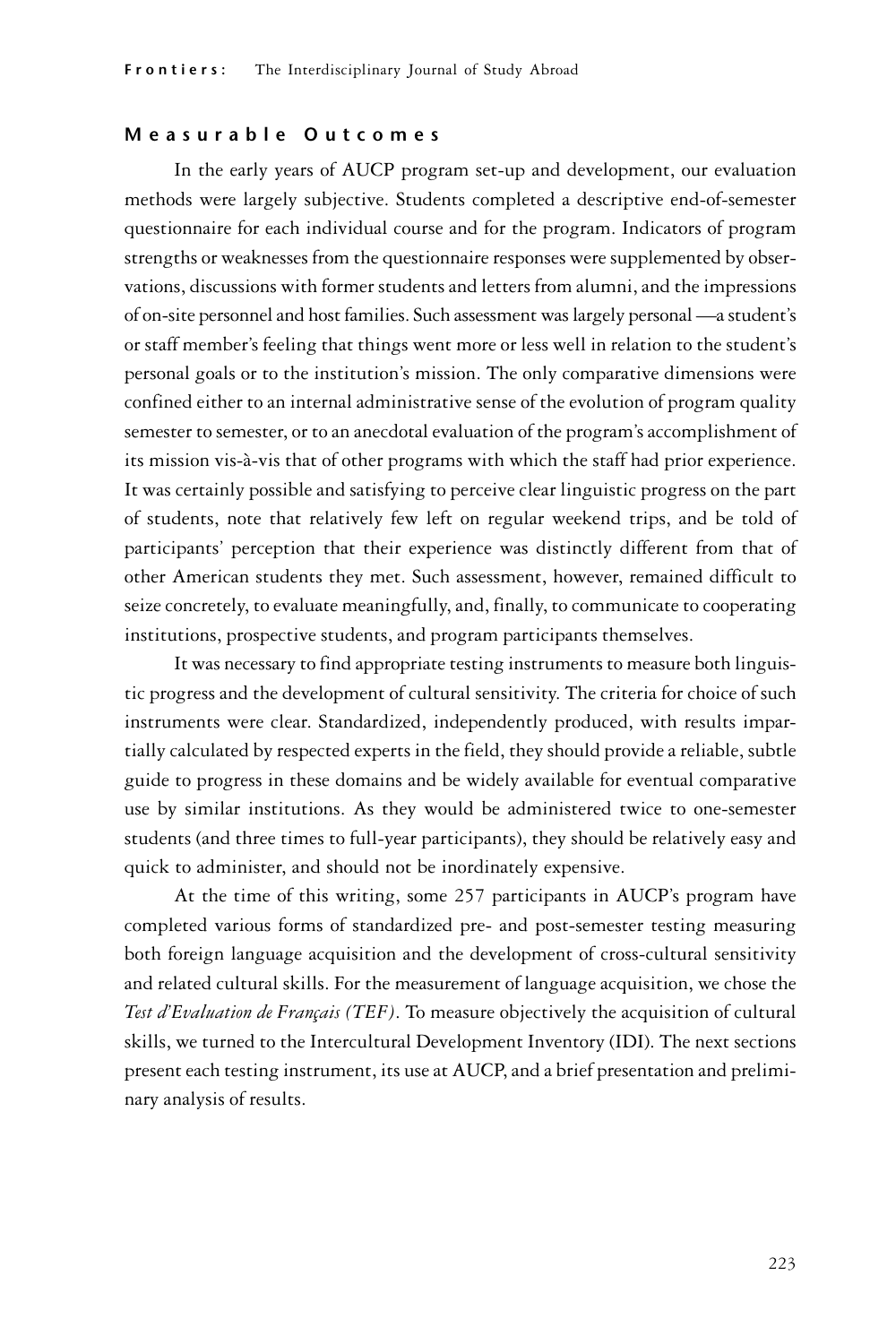## Measurable Outcomes

In the early years of AUCP program set-up and development, our evaluation methods were largely subjective. Students completed a descriptive end-of-semester questionnaire for each individual course and for the program. Indicators of program strengths or weaknesses from the questionnaire responses were supplemented by observations, discussions with former students and letters from alumni, and the impressions of on-site personnel and host families. Such assessment was largely personal —a student's or staff member's feeling that things went more or less well in relation to the student's personal goals or to the institution's mission. The only comparative dimensions were confined either to an internal administrative sense of the evolution of program quality semester to semester, or to an anecdotal evaluation of the program's accomplishment of its mission vis-à-vis that of other programs with which the staff had prior experience. It was certainly possible and satisfying to perceive clear linguistic progress on the part of students, note that relatively few left on regular weekend trips, and be told of participants' perception that their experience was distinctly different from that of other American students they met. Such assessment, however, remained difficult to seize concretely, to evaluate meaningfully, and, finally, to communicate to cooperating institutions, prospective students, and program participants themselves.

It was necessary to find appropriate testing instruments to measure both linguistic progress and the development of cultural sensitivity. The criteria for choice of such instruments were clear. Standardized, independently produced, with results impartially calculated by respected experts in the field, they should provide a reliable, subtle guide to progress in these domains and be widely available for eventual comparative use by similar institutions. As they would be administered twice to one-semester students (and three times to full-year participants), they should be relatively easy and quick to administer, and should not be inordinately expensive.

At the time of this writing, some 257 participants in AUCP's program have completed various forms of standardized pre- and post-semester testing measuring both foreign language acquisition and the development of cross-cultural sensitivity and related cultural skills. For the measurement of language acquisition, we chose the *Test d'Evaluation de Français (TEF)*. To measure objectively the acquisition of cultural skills, we turned to the Intercultural Development Inventory (IDI). The next sections present each testing instrument, its use at AUCP, and a brief presentation and preliminary analysis of results.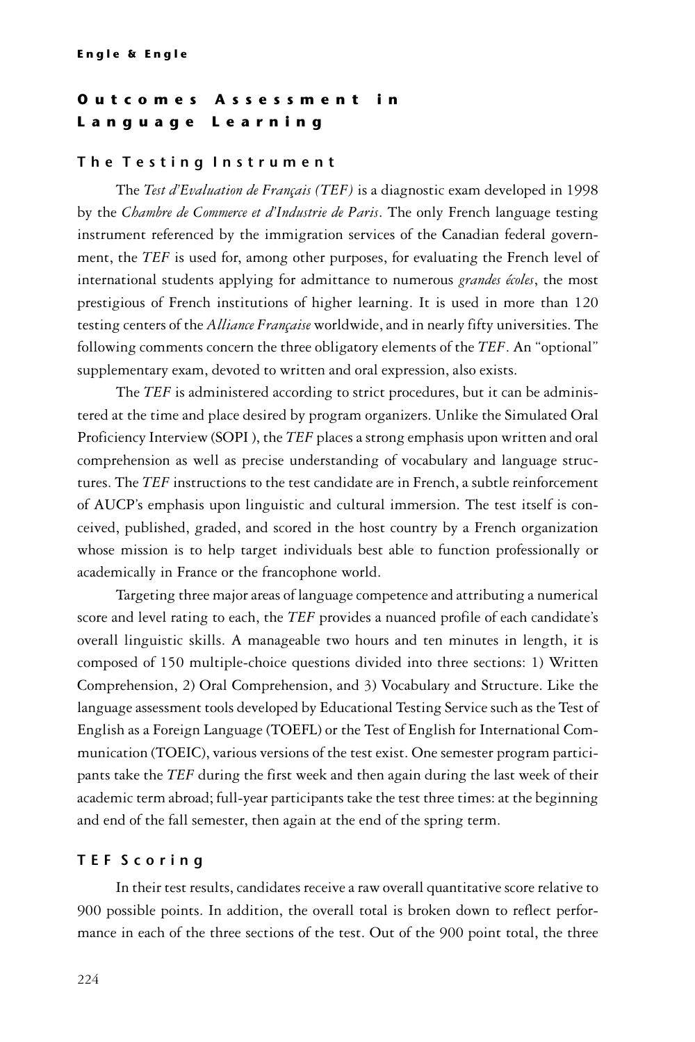## Outcomes Assessment in Language Learning

### The Testing Instrument

The *Test d'Evaluation de Français (TEF)* is a diagnostic exam developed in 1998 by the *Chambre de Commerce et d'Industrie de Paris*. The only French language testing instrument referenced by the immigration services of the Canadian federal government, the *TEF* is used for, among other purposes, for evaluating the French level of international students applying for admittance to numerous *grandes écoles*, the most prestigious of French institutions of higher learning. It is used in more than 120 testing centers of the *Alliance Française* worldwide, and in nearly fifty universities. The following comments concern the three obligatory elements of the *TEF*. An "optional" supplementary exam, devoted to written and oral expression, also exists.

The *TEF* is administered according to strict procedures, but it can be administered at the time and place desired by program organizers. Unlike the Simulated Oral Proficiency Interview (SOPI ), the *TEF* places a strong emphasis upon written and oral comprehension as well as precise understanding of vocabulary and language structures. The *TEF* instructions to the test candidate are in French, a subtle reinforcement of AUCP's emphasis upon linguistic and cultural immersion. The test itself is conceived, published, graded, and scored in the host country by a French organization whose mission is to help target individuals best able to function professionally or academically in France or the francophone world.

Targeting three major areas of language competence and attributing a numerical score and level rating to each, the *TEF* provides a nuanced profile of each candidate's overall linguistic skills. A manageable two hours and ten minutes in length, it is composed of 150 multiple-choice questions divided into three sections: 1) Written Comprehension, 2) Oral Comprehension, and 3) Vocabulary and Structure. Like the language assessment tools developed by Educational Testing Service such as the Test of English as a Foreign Language (TOEFL) or the Test of English for International Communication (TOEIC), various versions of the test exist. One semester program participants take the *TEF* during the first week and then again during the last week of their academic term abroad; full-year participants take the test three times: at the beginning and end of the fall semester, then again at the end of the spring term.

### TEF Scoring

In their test results, candidates receive a raw overall quantitative score relative to 900 possible points. In addition, the overall total is broken down to reflect performance in each of the three sections of the test. Out of the 900 point total, the three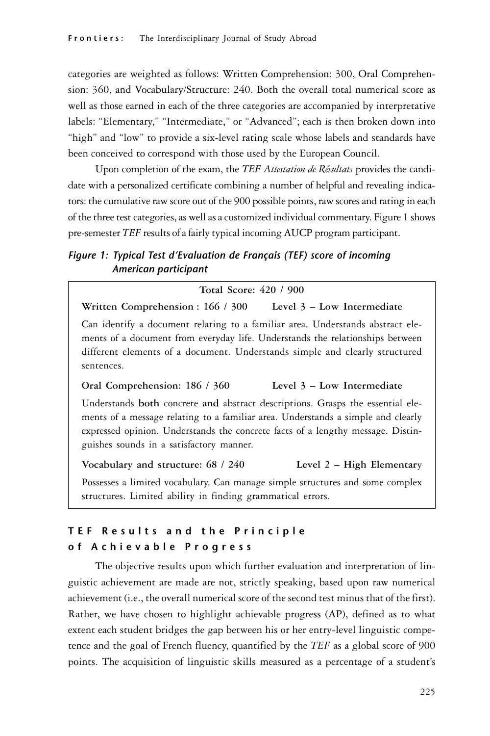categories are weighted as follows: Written Comprehension: 300, Oral Comprehension: 360, and Vocabulary/Structure: 240. Both the overall total numerical score as well as those earned in each of the three categories are accompanied by interpretative labels: "Elementary," "Intermediate," or "Advanced"; each is then broken down into "high" and "low" to provide a six-level rating scale whose labels and standards have been conceived to correspond with those used by the European Council.

Upon completion of the exam, the *TEF Attestation de Résultats* provides the candidate with a personalized certificate combining a number of helpful and revealing indicators: the cumulative raw score out of the 900 possible points, raw scores and rating in each of the three test categories, as well as a customized individual commentary. Figure 1 shows pre-semester *TEF* results of a fairly typical incoming AUCP program participant.

***Figure 1: Typical Test d'Evaluation de Français (TEF) score of incoming American participant***

**Total Score: 420 / 900**

**Written Comprehension : 166 / 300 Level 3 – Low Intermediate**

Can identify a document relating to a familiar area. Understands abstract elements of a document from everyday life. Understands the relationships between different elements of a document. Understands simple and clearly structured sentences.

**Oral Comprehension: 186 / 360 Level 3 – Low Intermediate**

Understands **both** concrete **and** abstract descriptions. Grasps the essential elements of a message relating to a familiar area. Understands a simple and clearly expressed opinion. Understands the concrete facts of a lengthy message. Distinguishes sounds in a satisfactory manner.

**Vocabulary and structure: 68 / 240 Level 2 – High Elementary**

Possesses a limited vocabulary. Can manage simple structures and some complex structures. Limited ability in finding grammatical errors.

## TEF Results and the Principle of Achievable Progress

The objective results upon which further evaluation and interpretation of linguistic achievement are made are not, strictly speaking, based upon raw numerical achievement (i.e., the overall numerical score of the second test minus that of the first). Rather, we have chosen to highlight achievable progress (AP), defined as to what extent each student bridges the gap between his or her entry-level linguistic competence and the goal of French fluency, quantified by the *TEF* as a global score of 900 points. The acquisition of linguistic skills measured as a percentage of a student's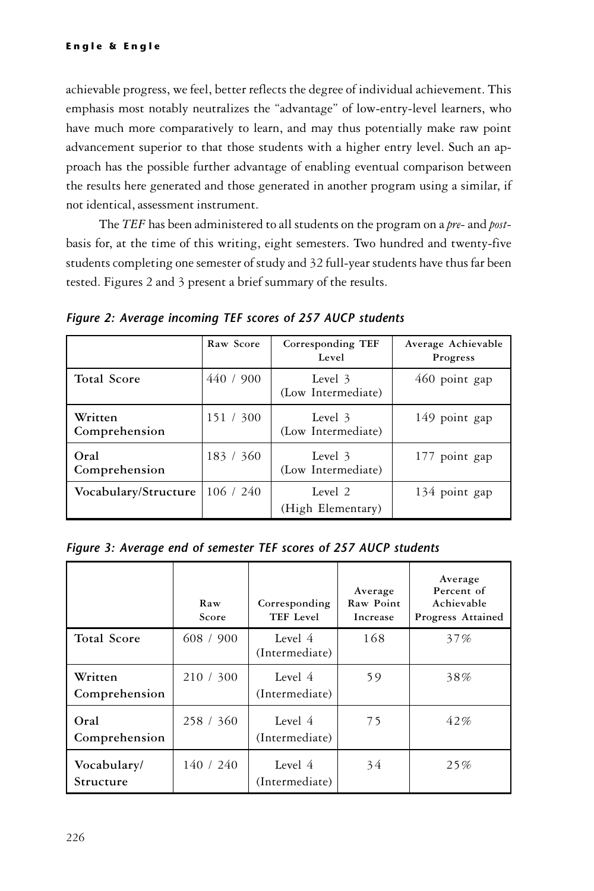achievable progress, we feel, better reflects the degree of individual achievement. This emphasis most notably neutralizes the "advantage" of low-entry-level learners, who have much more comparatively to learn, and may thus potentially make raw point advancement superior to that those students with a higher entry level. Such an approach has the possible further advantage of enabling eventual comparison between the results here generated and those generated in another program using a similar, if not identical, assessment instrument.

The *TEF* has been administered to all students on the program on a *pre-* and *post-*basis for, at the time of this writing, eight semesters. Two hundred and twenty-five students completing one semester of study and 32 full-year students have thus far been tested. Figures 2 and 3 present a brief summary of the results.

***Figure 2: Average incoming TEF scores of 257 AUCP students***

| | Raw Score | Corresponding TEF Level | Average Achievable Progress |
|---|---|---|---|
| Total Score | 440 / 900 | Level 3 (Low Intermediate) | 460 point gap |
| Written Comprehension | 151 / 300 | Level 3 (Low Intermediate) | 149 point gap |
| Oral Comprehension | 183 / 360 | Level 3 (Low Intermediate) | 177 point gap |
| Vocabulary/Structure | 106 / 240 | Level 2 (High Elementary) | 134 point gap |

***Figure 3: Average end of semester TEF scores of 257 AUCP students***

| | Raw Score | Corresponding TEF Level | Average Raw Point Increase | Average Percent of Achievable Progress Attained |
|---|---|---|---|---|
| Total Score | 608 / 900 | Level 4 (Intermediate) | 168 | 37% |
| Written Comprehension | 210 / 300 | Level 4 (Intermediate) | 59 | 38% |
| Oral Comprehension | 258 / 360 | Level 4 (Intermediate) | 75 | 42% |
| Vocabulary/ Structure | 140 / 240 | Level 4 (Intermediate) | 34 | 25% |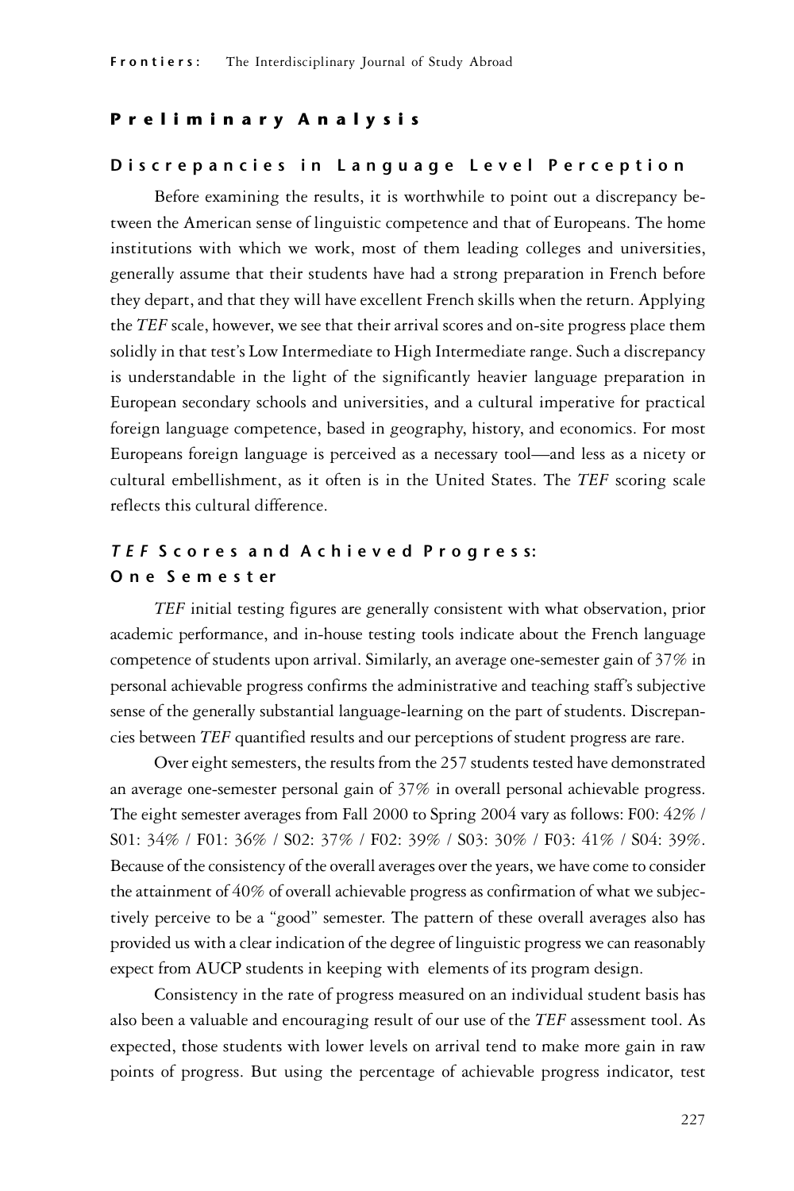## Preliminary Analysis

### Discrepancies in Language Level Perception

Before examining the results, it is worthwhile to point out a discrepancy between the American sense of linguistic competence and that of Europeans. The home institutions with which we work, most of them leading colleges and universities, generally assume that their students have had a strong preparation in French before they depart, and that they will have excellent French skills when the return. Applying the *TEF* scale, however, we see that their arrival scores and on-site progress place them solidly in that test's Low Intermediate to High Intermediate range. Such a discrepancy is understandable in the light of the significantly heavier language preparation in European secondary schools and universities, and a cultural imperative for practical foreign language competence, based in geography, history, and economics. For most Europeans foreign language is perceived as a necessary tool—and less as a nicety or cultural embellishment, as it often is in the United States. The *TEF* scoring scale reflects this cultural difference.

### *TEF* Scores and Achieved Progress: One Semester

*TEF* initial testing figures are generally consistent with what observation, prior academic performance, and in-house testing tools indicate about the French language competence of students upon arrival. Similarly, an average one-semester gain of 37% in personal achievable progress confirms the administrative and teaching staff's subjective sense of the generally substantial language-learning on the part of students. Discrepancies between *TEF* quantified results and our perceptions of student progress are rare.

Over eight semesters, the results from the 257 students tested have demonstrated an average one-semester personal gain of 37% in overall personal achievable progress. The eight semester averages from Fall 2000 to Spring 2004 vary as follows: F00: 42% / S01: 34% / F01: 36% / S02: 37% / F02: 39% / S03: 30% / F03: 41% / S04: 39%. Because of the consistency of the overall averages over the years, we have come to consider the attainment of 40% of overall achievable progress as confirmation of what we subjectively perceive to be a "good" semester. The pattern of these overall averages also has provided us with a clear indication of the degree of linguistic progress we can reasonably expect from AUCP students in keeping with elements of its program design.

Consistency in the rate of progress measured on an individual student basis has also been a valuable and encouraging result of our use of the *TEF* assessment tool. As expected, those students with lower levels on arrival tend to make more gain in raw points of progress. But using the percentage of achievable progress indicator, test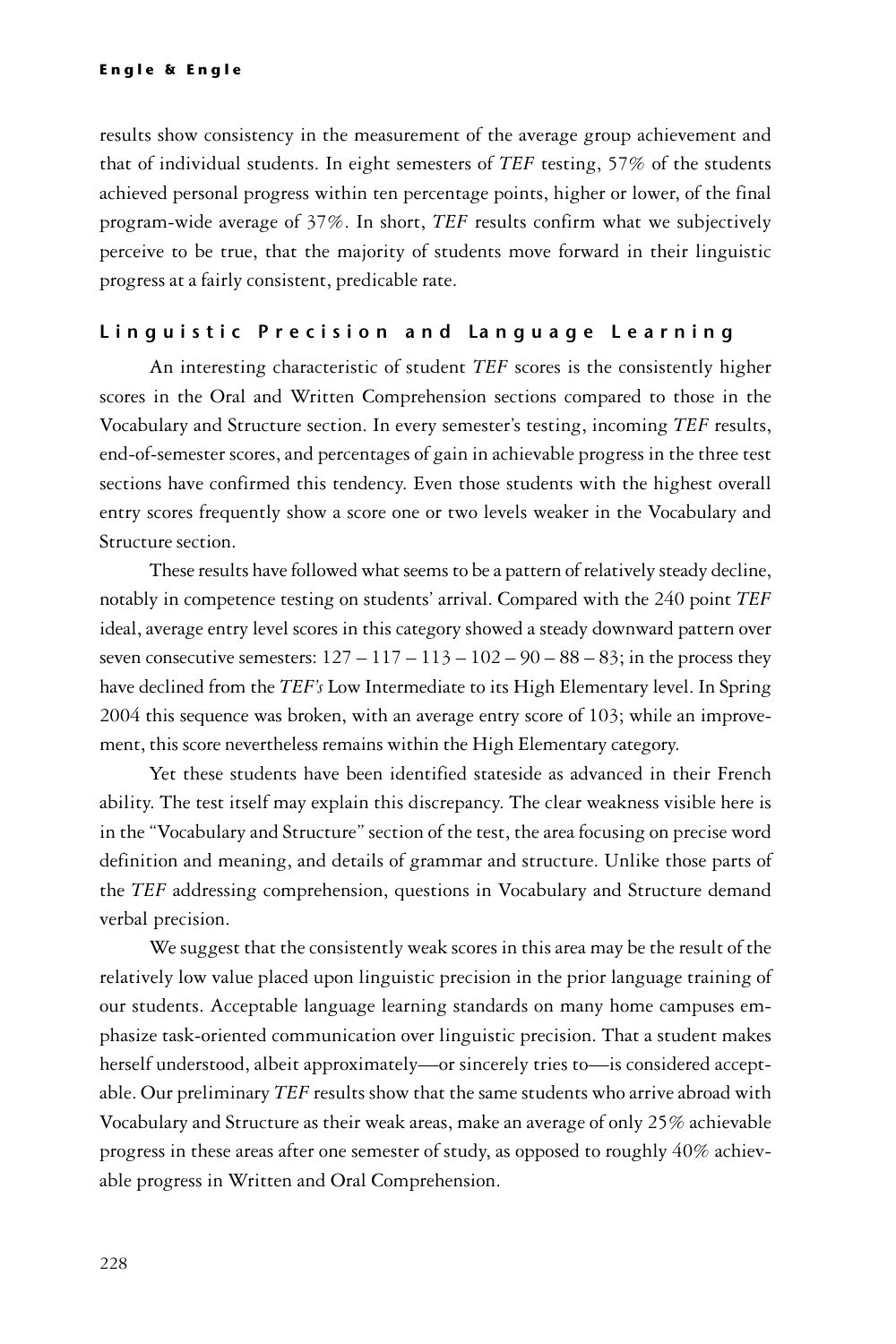results show consistency in the measurement of the average group achievement and that of individual students. In eight semesters of *TEF* testing, 57% of the students achieved personal progress within ten percentage points, higher or lower, of the final program-wide average of 37%. In short, *TEF* results confirm what we subjectively perceive to be true, that the majority of students move forward in their linguistic progress at a fairly consistent, predicable rate.

## Linguistic Precision and Language Learning

An interesting characteristic of student *TEF* scores is the consistently higher scores in the Oral and Written Comprehension sections compared to those in the Vocabulary and Structure section. In every semester's testing, incoming *TEF* results, end-of-semester scores, and percentages of gain in achievable progress in the three test sections have confirmed this tendency. Even those students with the highest overall entry scores frequently show a score one or two levels weaker in the Vocabulary and Structure section.

These results have followed what seems to be a pattern of relatively steady decline, notably in competence testing on students' arrival. Compared with the 240 point *TEF* ideal, average entry level scores in this category showed a steady downward pattern over seven consecutive semesters: 127 – 117 – 113 – 102 – 90 – 88 – 83; in the process they have declined from the *TEF's* Low Intermediate to its High Elementary level. In Spring 2004 this sequence was broken, with an average entry score of 103; while an improvement, this score nevertheless remains within the High Elementary category.

Yet these students have been identified stateside as advanced in their French ability. The test itself may explain this discrepancy. The clear weakness visible here is in the "Vocabulary and Structure" section of the test, the area focusing on precise word definition and meaning, and details of grammar and structure. Unlike those parts of the *TEF* addressing comprehension, questions in Vocabulary and Structure demand verbal precision.

We suggest that the consistently weak scores in this area may be the result of the relatively low value placed upon linguistic precision in the prior language training of our students. Acceptable language learning standards on many home campuses emphasize task-oriented communication over linguistic precision. That a student makes herself understood, albeit approximately—or sincerely tries to—is considered acceptable. Our preliminary *TEF* results show that the same students who arrive abroad with Vocabulary and Structure as their weak areas, make an average of only 25% achievable progress in these areas after one semester of study, as opposed to roughly 40% achievable progress in Written and Oral Comprehension.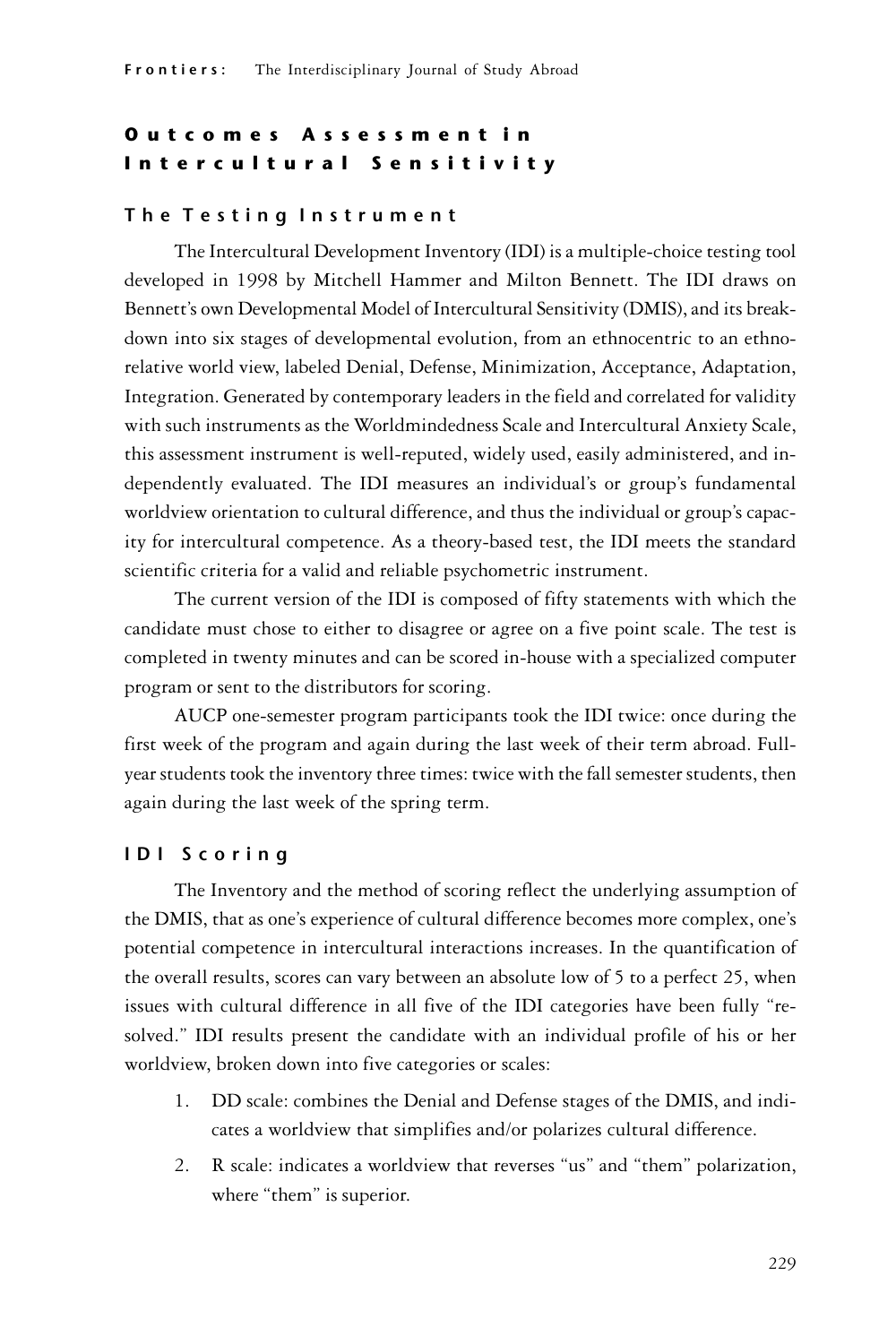## Outcomes Assessment in Intercultural Sensitivity

### The Testing Instrument

The Intercultural Development Inventory (IDI) is a multiple-choice testing tool developed in 1998 by Mitchell Hammer and Milton Bennett. The IDI draws on Bennett's own Developmental Model of Intercultural Sensitivity (DMIS), and its breakdown into six stages of developmental evolution, from an ethnocentric to an ethnorelative world view, labeled Denial, Defense, Minimization, Acceptance, Adaptation, Integration. Generated by contemporary leaders in the field and correlated for validity with such instruments as the Worldmindedness Scale and Intercultural Anxiety Scale, this assessment instrument is well-reputed, widely used, easily administered, and independently evaluated. The IDI measures an individual's or group's fundamental worldview orientation to cultural difference, and thus the individual or group's capacity for intercultural competence. As a theory-based test, the IDI meets the standard scientific criteria for a valid and reliable psychometric instrument.

The current version of the IDI is composed of fifty statements with which the candidate must chose to either to disagree or agree on a five point scale. The test is completed in twenty minutes and can be scored in-house with a specialized computer program or sent to the distributors for scoring.

AUCP one-semester program participants took the IDI twice: once during the first week of the program and again during the last week of their term abroad. Full-year students took the inventory three times: twice with the fall semester students, then again during the last week of the spring term.

### IDI Scoring

The Inventory and the method of scoring reflect the underlying assumption of the DMIS, that as one's experience of cultural difference becomes more complex, one's potential competence in intercultural interactions increases. In the quantification of the overall results, scores can vary between an absolute low of 5 to a perfect 25, when issues with cultural difference in all five of the IDI categories have been fully "resolved." IDI results present the candidate with an individual profile of his or her worldview, broken down into five categories or scales:

1. DD scale: combines the Denial and Defense stages of the DMIS, and indicates a worldview that simplifies and/or polarizes cultural difference.
2. R scale: indicates a worldview that reverses "us" and "them" polarization, where "them" is superior.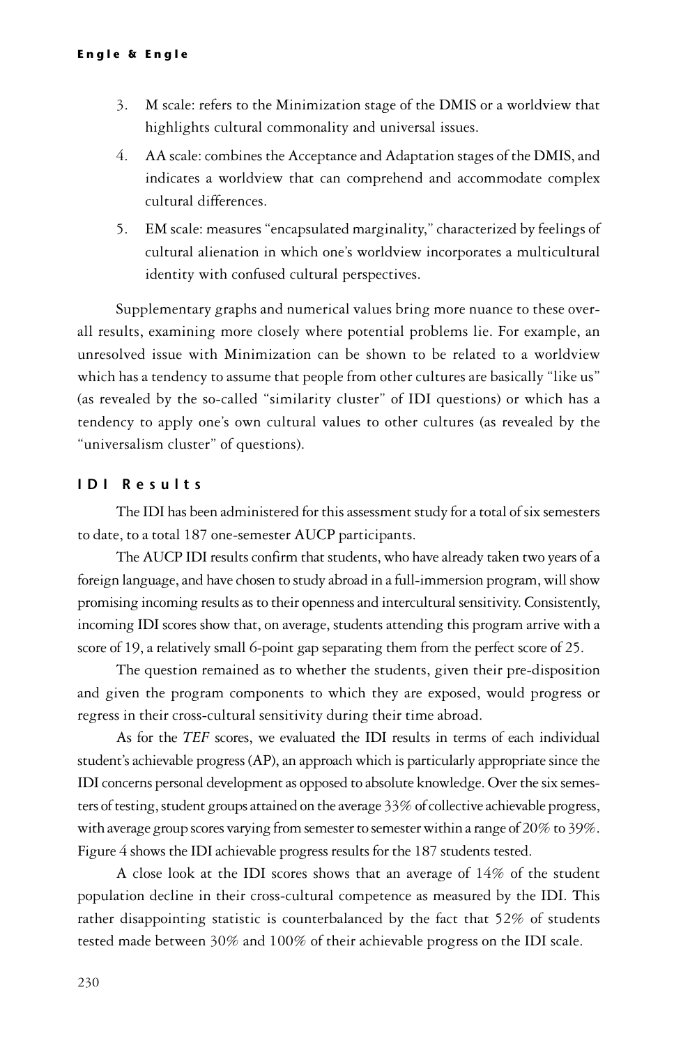3. M scale: refers to the Minimization stage of the DMIS or a worldview that highlights cultural commonality and universal issues.
4. AA scale: combines the Acceptance and Adaptation stages of the DMIS, and indicates a worldview that can comprehend and accommodate complex cultural differences.
5. EM scale: measures "encapsulated marginality," characterized by feelings of cultural alienation in which one's worldview incorporates a multicultural identity with confused cultural perspectives.

Supplementary graphs and numerical values bring more nuance to these overall results, examining more closely where potential problems lie. For example, an unresolved issue with Minimization can be shown to be related to a worldview which has a tendency to assume that people from other cultures are basically "like us" (as revealed by the so-called "similarity cluster" of IDI questions) or which has a tendency to apply one's own cultural values to other cultures (as revealed by the "universalism cluster" of questions).

### IDI Results

The IDI has been administered for this assessment study for a total of six semesters to date, to a total 187 one-semester AUCP participants.

The AUCP IDI results confirm that students, who have already taken two years of a foreign language, and have chosen to study abroad in a full-immersion program, will show promising incoming results as to their openness and intercultural sensitivity. Consistently, incoming IDI scores show that, on average, students attending this program arrive with a score of 19, a relatively small 6-point gap separating them from the perfect score of 25.

The question remained as to whether the students, given their pre-disposition and given the program components to which they are exposed, would progress or regress in their cross-cultural sensitivity during their time abroad.

As for the *TEF* scores, we evaluated the IDI results in terms of each individual student's achievable progress (AP), an approach which is particularly appropriate since the IDI concerns personal development as opposed to absolute knowledge. Over the six semesters of testing, student groups attained on the average 33% of collective achievable progress, with average group scores varying from semester to semester within a range of 20% to 39%. Figure 4 shows the IDI achievable progress results for the 187 students tested.

A close look at the IDI scores shows that an average of 14% of the student population decline in their cross-cultural competence as measured by the IDI. This rather disappointing statistic is counterbalanced by the fact that 52% of students tested made between 30% and 100% of their achievable progress on the IDI scale.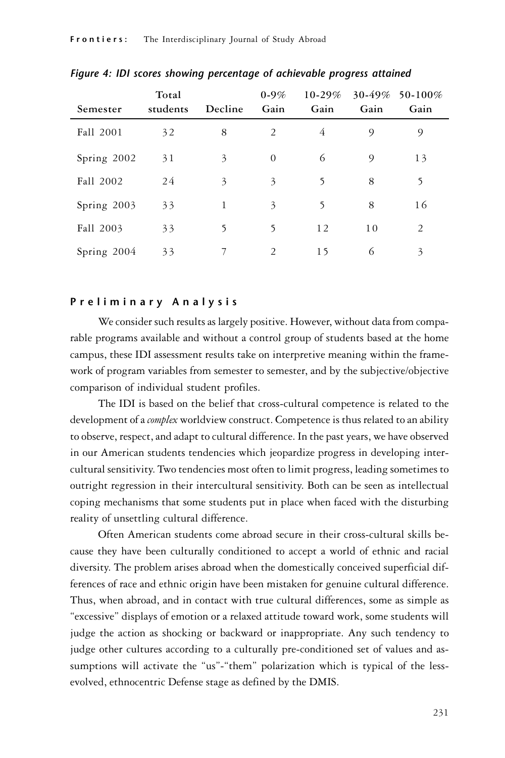*Figure 4: IDI scores showing percentage of achievable progress attained*

| Semester | Total students | Decline | 0-9% Gain | 10-29% Gain | 30-49% Gain | 50-100% Gain |
|---|---|---|---|---|---|---|
| Fall 2001 | 32 | 8 | 2 | 4 | 9 | 9 |
| Spring 2002 | 31 | 3 | 0 | 6 | 9 | 13 |
| Fall 2002 | 24 | 3 | 3 | 5 | 8 | 5 |
| Spring 2003 | 33 | 1 | 3 | 5 | 8 | 16 |
| Fall 2003 | 33 | 5 | 5 | 12 | 10 | 2 |
| Spring 2004 | 33 | 7 | 2 | 15 | 6 | 3 |

## Preliminary Analysis

We consider such results as largely positive. However, without data from comparable programs available and without a control group of students based at the home campus, these IDI assessment results take on interpretive meaning within the framework of program variables from semester to semester, and by the subjective/objective comparison of individual student profiles.

The IDI is based on the belief that cross-cultural competence is related to the development of a *complex* worldview construct. Competence is thus related to an ability to observe, respect, and adapt to cultural difference. In the past years, we have observed in our American students tendencies which jeopardize progress in developing intercultural sensitivity. Two tendencies most often to limit progress, leading sometimes to outright regression in their intercultural sensitivity. Both can be seen as intellectual coping mechanisms that some students put in place when faced with the disturbing reality of unsettling cultural difference.

Often American students come abroad secure in their cross-cultural skills because they have been culturally conditioned to accept a world of ethnic and racial diversity. The problem arises abroad when the domestically conceived superficial differences of race and ethnic origin have been mistaken for genuine cultural difference. Thus, when abroad, and in contact with true cultural differences, some as simple as "excessive" displays of emotion or a relaxed attitude toward work, some students will judge the action as shocking or backward or inappropriate. Any such tendency to judge other cultures according to a culturally pre-conditioned set of values and assumptions will activate the "us"-"them" polarization which is typical of the less-evolved, ethnocentric Defense stage as defined by the DMIS.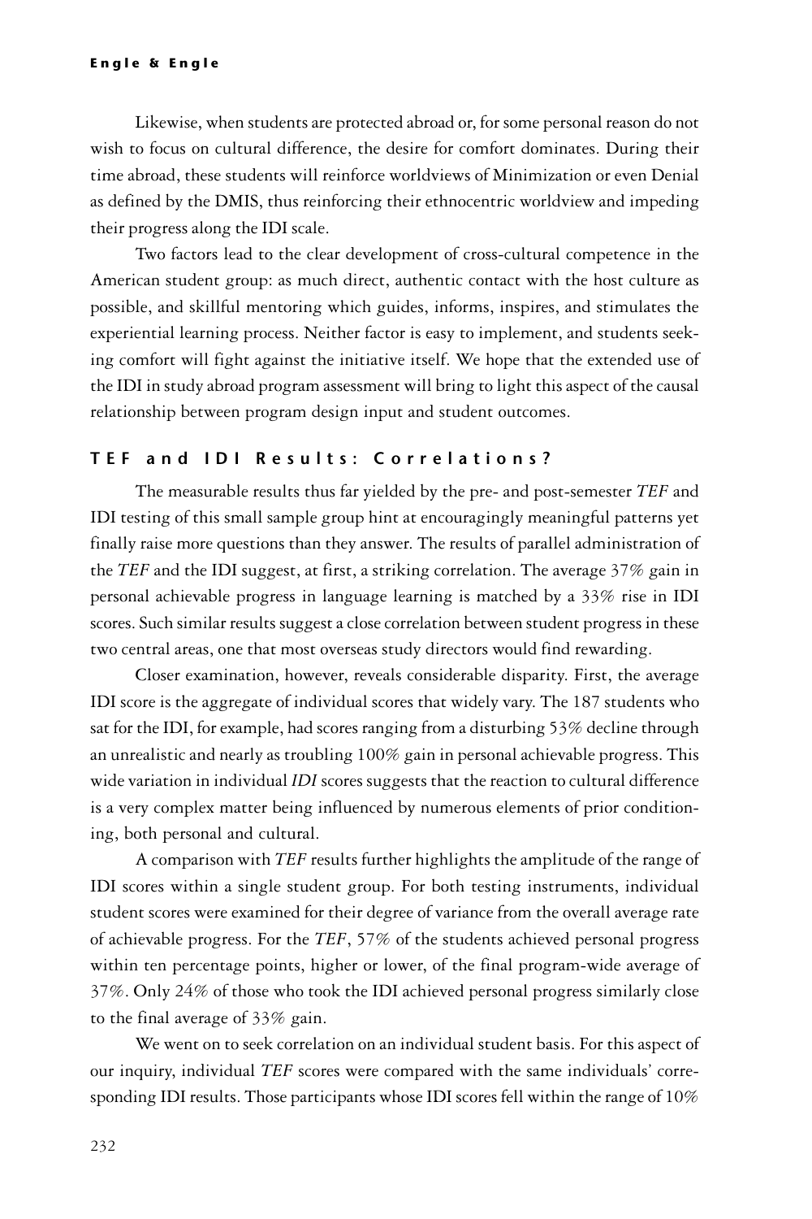Likewise, when students are protected abroad or, for some personal reason do not wish to focus on cultural difference, the desire for comfort dominates. During their time abroad, these students will reinforce worldviews of Minimization or even Denial as defined by the DMIS, thus reinforcing their ethnocentric worldview and impeding their progress along the IDI scale.

Two factors lead to the clear development of cross-cultural competence in the American student group: as much direct, authentic contact with the host culture as possible, and skillful mentoring which guides, informs, inspires, and stimulates the experiential learning process. Neither factor is easy to implement, and students seeking comfort will fight against the initiative itself. We hope that the extended use of the IDI in study abroad program assessment will bring to light this aspect of the causal relationship between program design input and student outcomes.

## TEF and IDI Results: Correlations?

The measurable results thus far yielded by the pre- and post-semester *TEF* and IDI testing of this small sample group hint at encouragingly meaningful patterns yet finally raise more questions than they answer. The results of parallel administration of the *TEF* and the IDI suggest, at first, a striking correlation. The average 37% gain in personal achievable progress in language learning is matched by a 33% rise in IDI scores. Such similar results suggest a close correlation between student progress in these two central areas, one that most overseas study directors would find rewarding.

Closer examination, however, reveals considerable disparity. First, the average IDI score is the aggregate of individual scores that widely vary. The 187 students who sat for the IDI, for example, had scores ranging from a disturbing 53% decline through an unrealistic and nearly as troubling 100% gain in personal achievable progress. This wide variation in individual *IDI* scores suggests that the reaction to cultural difference is a very complex matter being influenced by numerous elements of prior conditioning, both personal and cultural.

A comparison with *TEF* results further highlights the amplitude of the range of IDI scores within a single student group. For both testing instruments, individual student scores were examined for their degree of variance from the overall average rate of achievable progress. For the *TEF*, 57% of the students achieved personal progress within ten percentage points, higher or lower, of the final program-wide average of 37%. Only 24% of those who took the IDI achieved personal progress similarly close to the final average of 33% gain.

We went on to seek correlation on an individual student basis. For this aspect of our inquiry, individual *TEF* scores were compared with the same individuals' corresponding IDI results. Those participants whose IDI scores fell within the range of 10%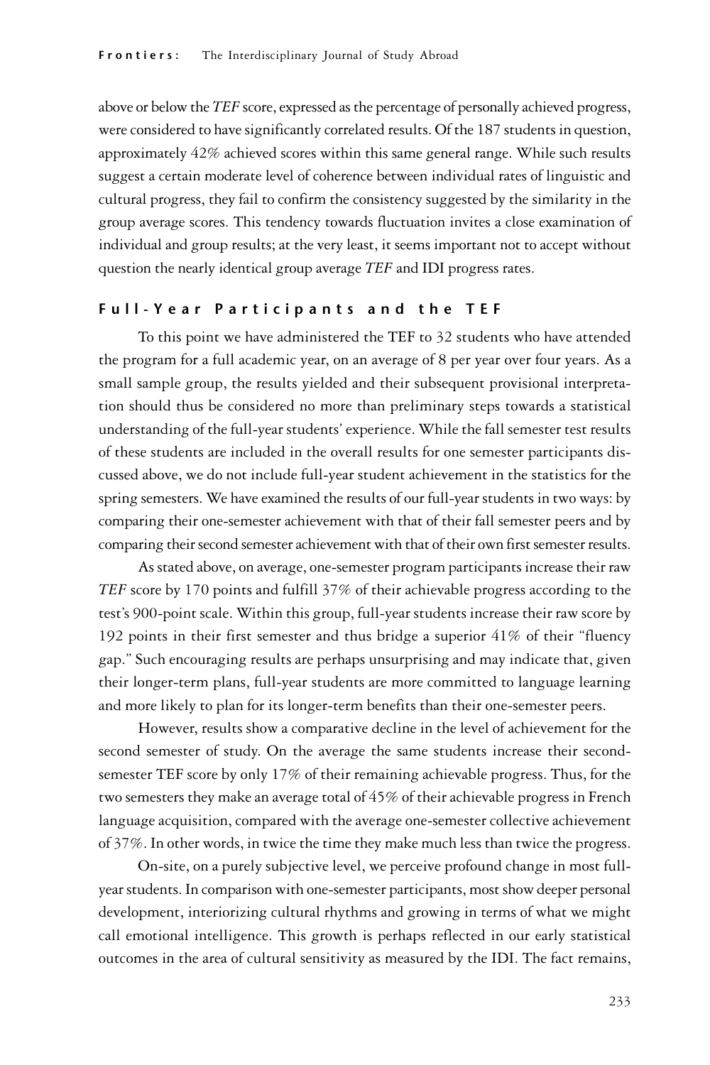above or below the *TEF* score, expressed as the percentage of personally achieved progress, were considered to have significantly correlated results. Of the 187 students in question, approximately 42% achieved scores within this same general range. While such results suggest a certain moderate level of coherence between individual rates of linguistic and cultural progress, they fail to confirm the consistency suggested by the similarity in the group average scores. This tendency towards fluctuation invites a close examination of individual and group results; at the very least, it seems important not to accept without question the nearly identical group average *TEF* and IDI progress rates.

### Full-Year Participants and the TEF

To this point we have administered the TEF to 32 students who have attended the program for a full academic year, on an average of 8 per year over four years. As a small sample group, the results yielded and their subsequent provisional interpretation should thus be considered no more than preliminary steps towards a statistical understanding of the full-year students' experience. While the fall semester test results of these students are included in the overall results for one semester participants discussed above, we do not include full-year student achievement in the statistics for the spring semesters. We have examined the results of our full-year students in two ways: by comparing their one-semester achievement with that of their fall semester peers and by comparing their second semester achievement with that of their own first semester results.

As stated above, on average, one-semester program participants increase their raw *TEF* score by 170 points and fulfill 37% of their achievable progress according to the test's 900-point scale. Within this group, full-year students increase their raw score by 192 points in their first semester and thus bridge a superior 41% of their "fluency gap." Such encouraging results are perhaps unsurprising and may indicate that, given their longer-term plans, full-year students are more committed to language learning and more likely to plan for its longer-term benefits than their one-semester peers.

However, results show a comparative decline in the level of achievement for the second semester of study. On the average the same students increase their second-semester TEF score by only 17% of their remaining achievable progress. Thus, for the two semesters they make an average total of 45% of their achievable progress in French language acquisition, compared with the average one-semester collective achievement of 37%. In other words, in twice the time they make much less than twice the progress.

On-site, on a purely subjective level, we perceive profound change in most full-year students. In comparison with one-semester participants, most show deeper personal development, interiorizing cultural rhythms and growing in terms of what we might call emotional intelligence. This growth is perhaps reflected in our early statistical outcomes in the area of cultural sensitivity as measured by the IDI. The fact remains,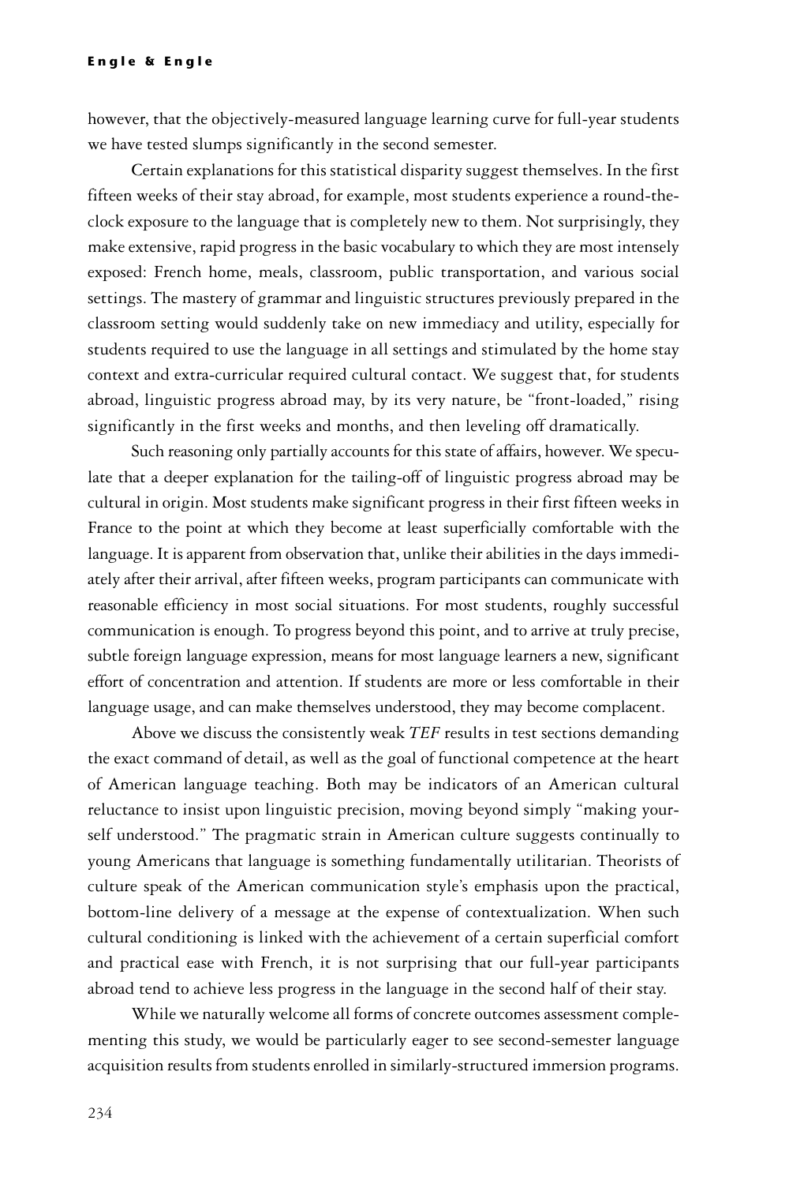however, that the objectively-measured language learning curve for full-year students we have tested slumps significantly in the second semester.

Certain explanations for this statistical disparity suggest themselves. In the first fifteen weeks of their stay abroad, for example, most students experience a round-the-clock exposure to the language that is completely new to them. Not surprisingly, they make extensive, rapid progress in the basic vocabulary to which they are most intensely exposed: French home, meals, classroom, public transportation, and various social settings. The mastery of grammar and linguistic structures previously prepared in the classroom setting would suddenly take on new immediacy and utility, especially for students required to use the language in all settings and stimulated by the home stay context and extra-curricular required cultural contact. We suggest that, for students abroad, linguistic progress abroad may, by its very nature, be "front-loaded," rising significantly in the first weeks and months, and then leveling off dramatically.

Such reasoning only partially accounts for this state of affairs, however. We speculate that a deeper explanation for the tailing-off of linguistic progress abroad may be cultural in origin. Most students make significant progress in their first fifteen weeks in France to the point at which they become at least superficially comfortable with the language. It is apparent from observation that, unlike their abilities in the days immediately after their arrival, after fifteen weeks, program participants can communicate with reasonable efficiency in most social situations. For most students, roughly successful communication is enough. To progress beyond this point, and to arrive at truly precise, subtle foreign language expression, means for most language learners a new, significant effort of concentration and attention. If students are more or less comfortable in their language usage, and can make themselves understood, they may become complacent.

Above we discuss the consistently weak *TEF* results in test sections demanding the exact command of detail, as well as the goal of functional competence at the heart of American language teaching. Both may be indicators of an American cultural reluctance to insist upon linguistic precision, moving beyond simply "making yourself understood." The pragmatic strain in American culture suggests continually to young Americans that language is something fundamentally utilitarian. Theorists of culture speak of the American communication style's emphasis upon the practical, bottom-line delivery of a message at the expense of contextualization. When such cultural conditioning is linked with the achievement of a certain superficial comfort and practical ease with French, it is not surprising that our full-year participants abroad tend to achieve less progress in the language in the second half of their stay.

While we naturally welcome all forms of concrete outcomes assessment complementing this study, we would be particularly eager to see second-semester language acquisition results from students enrolled in similarly-structured immersion programs.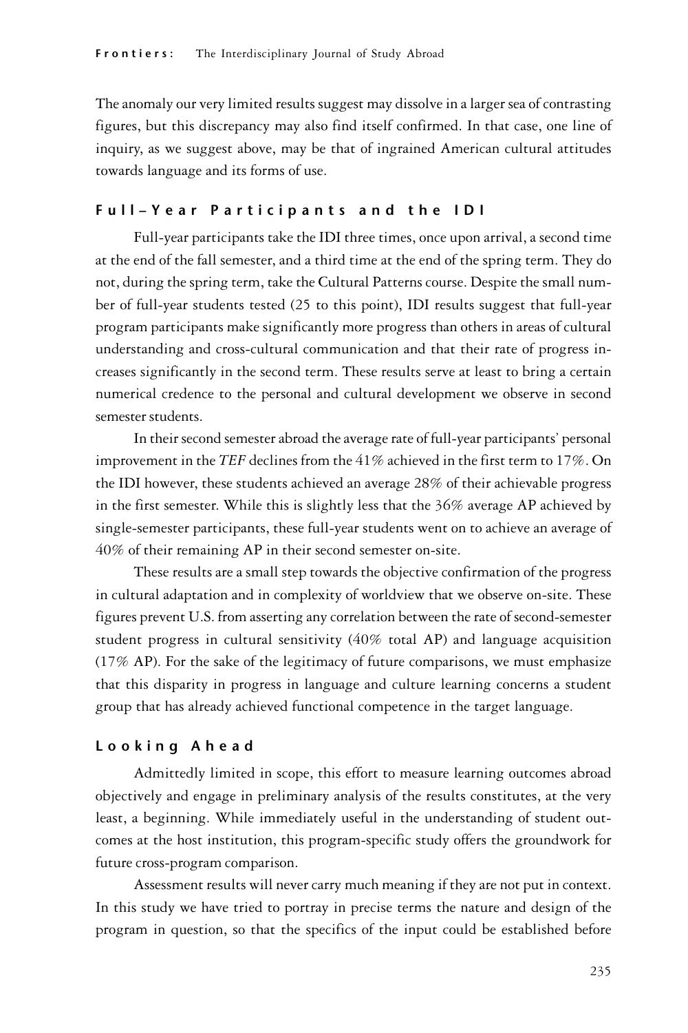The anomaly our very limited results suggest may dissolve in a larger sea of contrasting figures, but this discrepancy may also find itself confirmed. In that case, one line of inquiry, as we suggest above, may be that of ingrained American cultural attitudes towards language and its forms of use.

## Full–Year Participants and the IDI

Full-year participants take the IDI three times, once upon arrival, a second time at the end of the fall semester, and a third time at the end of the spring term. They do not, during the spring term, take the Cultural Patterns course. Despite the small number of full-year students tested (25 to this point), IDI results suggest that full-year program participants make significantly more progress than others in areas of cultural understanding and cross-cultural communication and that their rate of progress increases significantly in the second term. These results serve at least to bring a certain numerical credence to the personal and cultural development we observe in second semester students.

In their second semester abroad the average rate of full-year participants' personal improvement in the *TEF* declines from the 41% achieved in the first term to 17%. On the IDI however, these students achieved an average 28% of their achievable progress in the first semester. While this is slightly less that the 36% average AP achieved by single-semester participants, these full-year students went on to achieve an average of 40% of their remaining AP in their second semester on-site.

These results are a small step towards the objective confirmation of the progress in cultural adaptation and in complexity of worldview that we observe on-site. These figures prevent U.S. from asserting any correlation between the rate of second-semester student progress in cultural sensitivity (40% total AP) and language acquisition (17% AP). For the sake of the legitimacy of future comparisons, we must emphasize that this disparity in progress in language and culture learning concerns a student group that has already achieved functional competence in the target language.

## Looking Ahead

Admittedly limited in scope, this effort to measure learning outcomes abroad objectively and engage in preliminary analysis of the results constitutes, at the very least, a beginning. While immediately useful in the understanding of student outcomes at the host institution, this program-specific study offers the groundwork for future cross-program comparison.

Assessment results will never carry much meaning if they are not put in context. In this study we have tried to portray in precise terms the nature and design of the program in question, so that the specifics of the input could be established before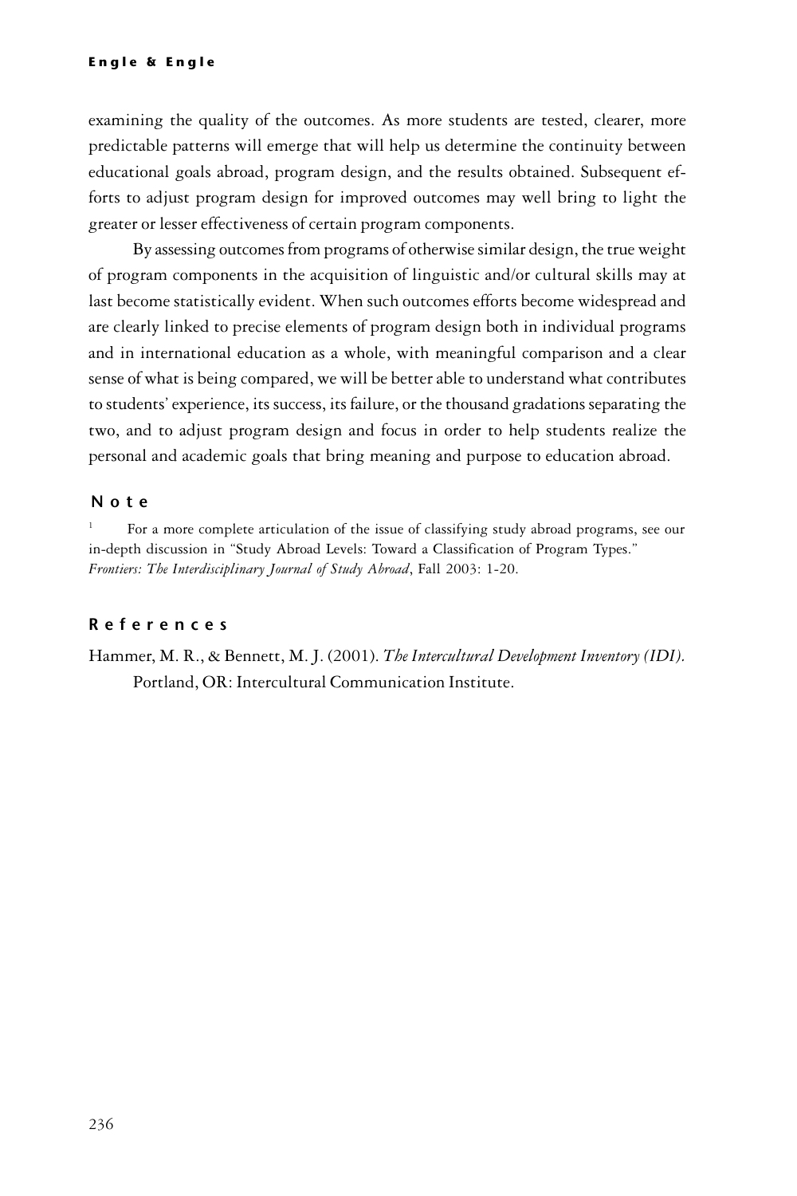examining the quality of the outcomes. As more students are tested, clearer, more predictable patterns will emerge that will help us determine the continuity between educational goals abroad, program design, and the results obtained. Subsequent efforts to adjust program design for improved outcomes may well bring to light the greater or lesser effectiveness of certain program components.

By assessing outcomes from programs of otherwise similar design, the true weight of program components in the acquisition of linguistic and/or cultural skills may at last become statistically evident. When such outcomes efforts become widespread and are clearly linked to precise elements of program design both in individual programs and in international education as a whole, with meaningful comparison and a clear sense of what is being compared, we will be better able to understand what contributes to students' experience, its success, its failure, or the thousand gradations separating the two, and to adjust program design and focus in order to help students realize the personal and academic goals that bring meaning and purpose to education abroad.

## Note

[1] For a more complete articulation of the issue of classifying study abroad programs, see our in-depth discussion in "Study Abroad Levels: Toward a Classification of Program Types." *Frontiers: The Interdisciplinary Journal of Study Abroad*, Fall 2003: 1-20.

## References

Hammer, M. R., & Bennett, M. J. (2001). *The Intercultural Development Inventory (IDI).* Portland, OR: Intercultural Communication Institute.